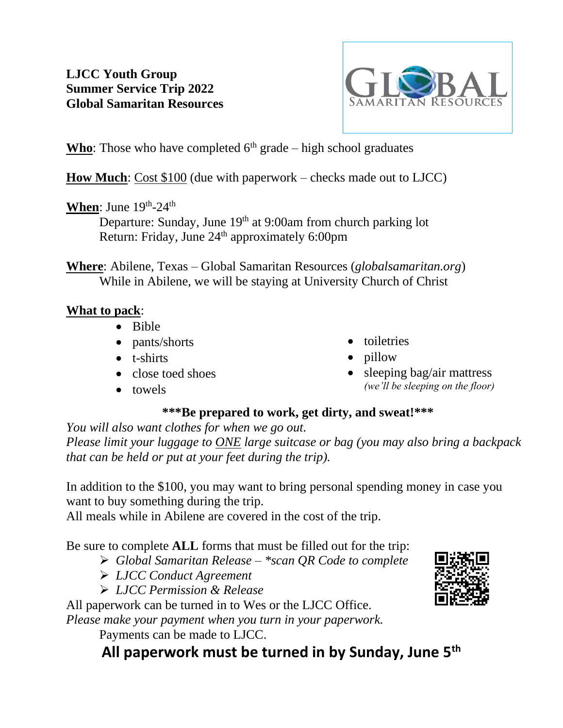**LJCC Youth Group**
**Summer Service Trip 2022**
**Global Samaritan Resources**

**Who**: Those who have completed 6th grade – high school graduates

**How Much**: Cost $100 (due with paperwork – checks made out to LJCC)

**When**: June 19th-24th

Departure: Sunday, June 19th at 9:00am from church parking lot
Return: Friday, June 24th approximately 6:00pm

**Where**: Abilene, Texas – Global Samaritan Resources (*globalsamaritan.org*)
While in Abilene, we will be staying at University Church of Christ

**What to pack**:

- Bible
- pants/shorts
- t-shirts
- close toed shoes
- towels
- toiletries
- pillow
- sleeping bag/air mattress *(we'll be sleeping on the floor)*

**\*\*\*Be prepared to work, get dirty, and sweat!\*\*\***

*You will also want clothes for when we go out.*
*Please limit your luggage to ONE large suitcase or bag (you may also bring a backpack that can be held or put at your feet during the trip).*

In addition to the $100, you may want to bring personal spending money in case you want to buy something during the trip.
All meals while in Abilene are covered in the cost of the trip.

Be sure to complete **ALL** forms that must be filled out for the trip:

- *Global Samaritan Release – \*scan QR Code to complete*
- *LJCC Conduct Agreement*
- *LJCC Permission & Release*

All paperwork can be turned in to Wes or the LJCC Office.
*Please make your payment when you turn in your paperwork.*
Payments can be made to LJCC.

**All paperwork must be turned in by Sunday, June 5th**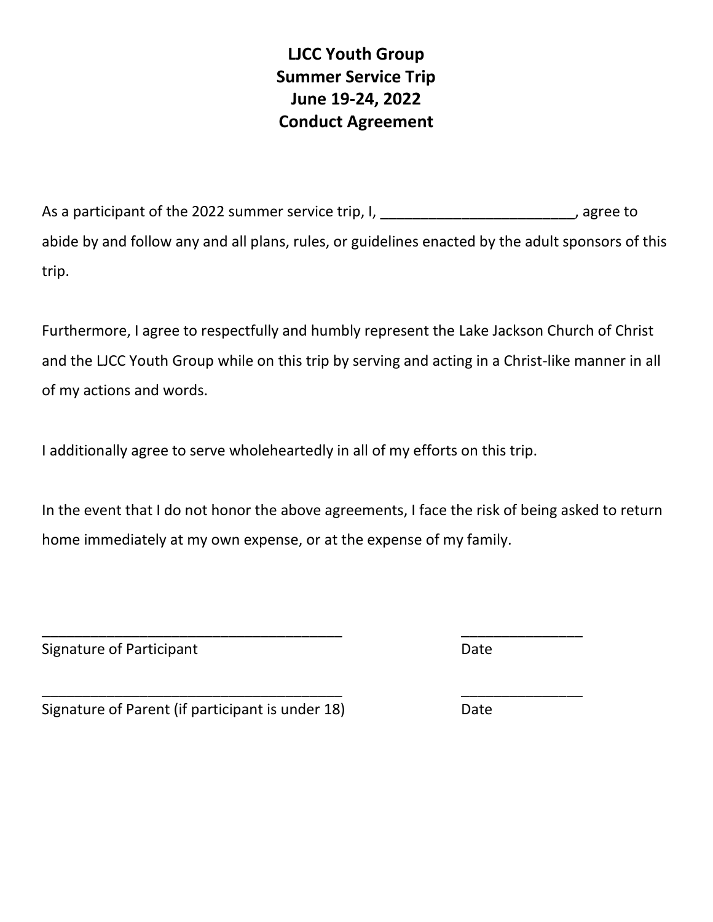# LJCC Youth Group
# Summer Service Trip
# June 19-24, 2022
# Conduct Agreement

As a participant of the 2022 summer service trip, I, ________________________, agree to abide by and follow any and all plans, rules, or guidelines enacted by the adult sponsors of this trip.

Furthermore, I agree to respectfully and humbly represent the Lake Jackson Church of Christ and the LJCC Youth Group while on this trip by serving and acting in a Christ-like manner in all of my actions and words.

I additionally agree to serve wholeheartedly in all of my efforts on this trip.

In the event that I do not honor the above agreements, I face the risk of being asked to return home immediately at my own expense, or at the expense of my family.

______________________________________ _______________

Signature of Participant Date

______________________________________ _______________

Signature of Parent (if participant is under 18) Date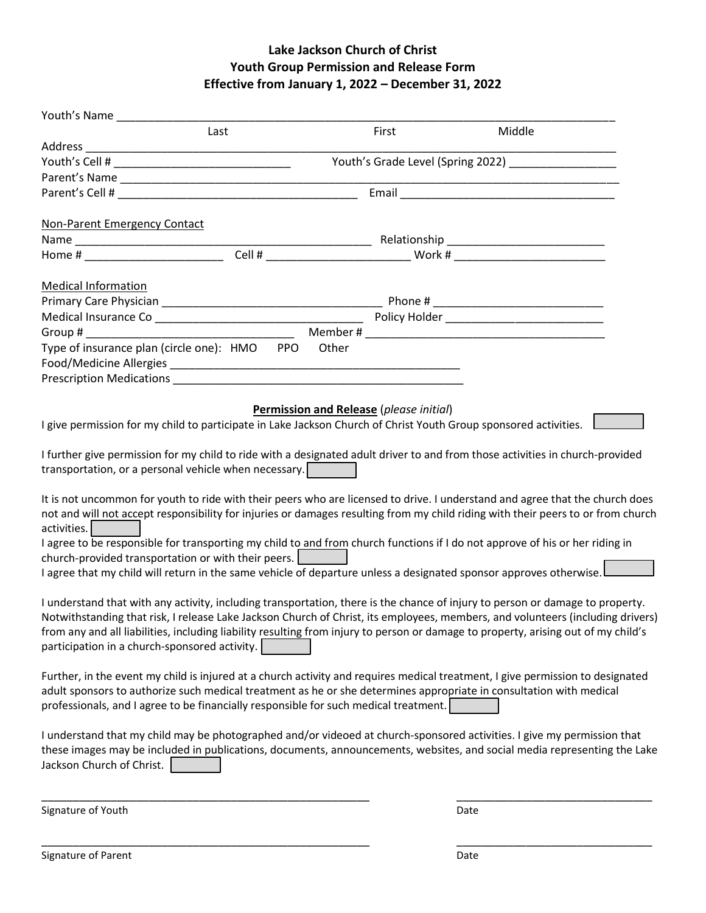**Lake Jackson Church of Christ**
**Youth Group Permission and Release Form**
**Effective from January 1, 2022 – December 31, 2022**

Youth's Name ______________________________________________________________________________
Last First Middle

Address ___________________________________________________________________________________

Youth's Cell # ____________________________ Youth's Grade Level (Spring 2022) _________________

Parent's Name _____________________________________________________________________________

Parent's Cell # ______________________________________ Email __________________________________

<u>Non-Parent Emergency Contact</u>

Name ______________________________________________ Relationship _________________________

Home # _____________________ Cell # ______________________ Work # ________________________

<u>Medical Information</u>

Primary Care Physician ___________________________________ Phone # ___________________________

Medical Insurance Co ________________________________ Policy Holder _________________________

Group # ________________________________ Member # _____________________________________

Type of insurance plan (circle one): HMO PPO Other

Food/Medicine Allergies ______________________________________________

Prescription Medications ______________________________________________

**<u>Permission and Release</u>** (*please initial*)

I give permission for my child to participate in Lake Jackson Church of Christ Youth Group sponsored activities. [ ]

I further give permission for my child to ride with a designated adult driver to and from those activities in church-provided transportation, or a personal vehicle when necessary. [ ]

It is not uncommon for youth to ride with their peers who are licensed to drive. I understand and agree that the church does not and will not accept responsibility for injuries or damages resulting from my child riding with their peers to or from church activities. [ ]

I agree to be responsible for transporting my child to and from church functions if I do not approve of his or her riding in church-provided transportation or with their peers. [ ]

I agree that my child will return in the same vehicle of departure unless a designated sponsor approves otherwise. [ ]

I understand that with any activity, including transportation, there is the chance of injury to person or damage to property. Notwithstanding that risk, I release Lake Jackson Church of Christ, its employees, members, and volunteers (including drivers) from any and all liabilities, including liability resulting from injury to person or damage to property, arising out of my child's participation in a church-sponsored activity. [ ]

Further, in the event my child is injured at a church activity and requires medical treatment, I give permission to designated adult sponsors to authorize such medical treatment as he or she determines appropriate in consultation with medical professionals, and I agree to be financially responsible for such medical treatment. [ ]

I understand that my child may be photographed and/or videoed at church-sponsored activities. I give my permission that these images may be included in publications, documents, announcements, websites, and social media representing the Lake Jackson Church of Christ. [ ]

_______________________________________________ ______________________________

Signature of Youth Date

_______________________________________________ ______________________________

Signature of Parent Date